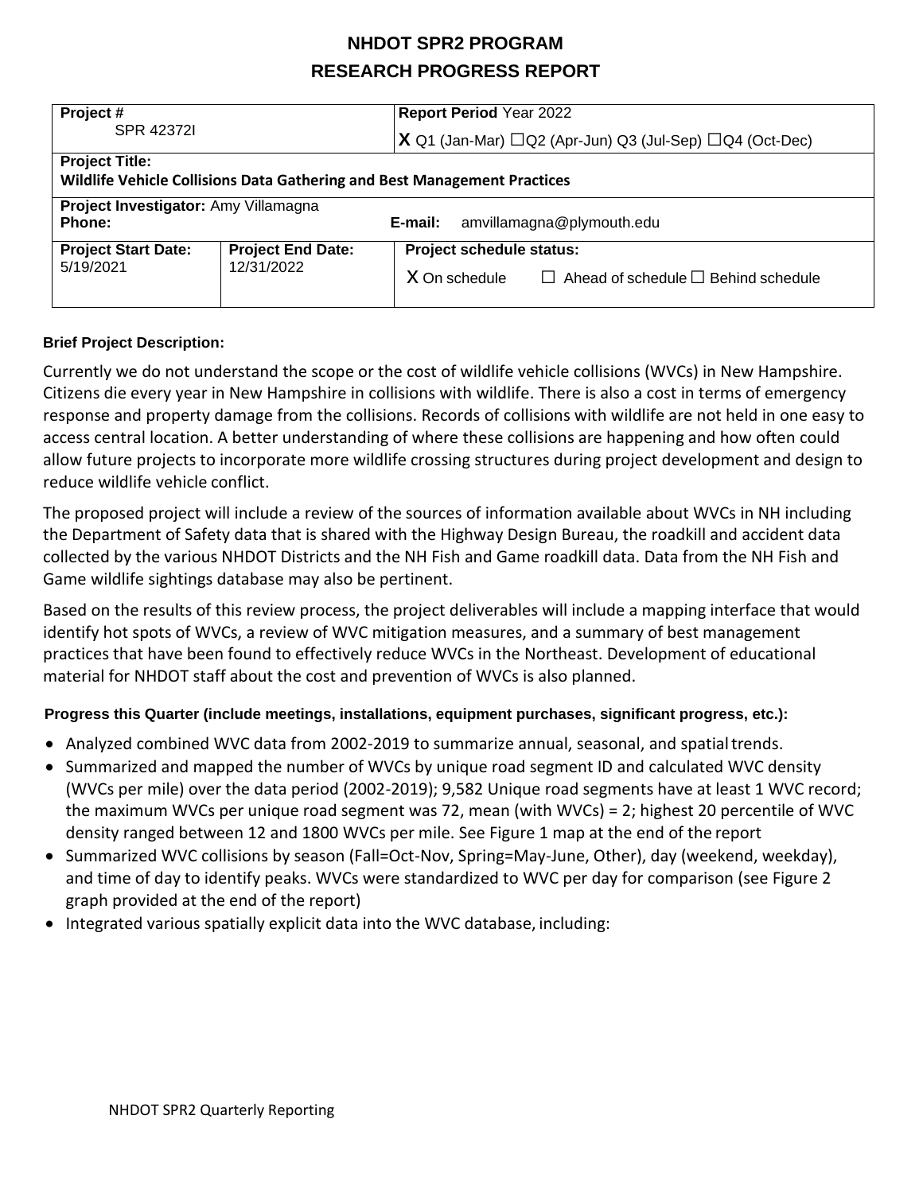# NHDOT SPR2 PROGRAM
## RESEARCH PROGRESS REPORT

| **Project #** SPR 42372I | | **Report Period** Year 2022 X Q1 (Jan-Mar) ☐Q2 (Apr-Jun) Q3 (Jul-Sep) ☐Q4 (Oct-Dec) |
|---|---|---|
| **Project Title:** **Wildlife Vehicle Collisions Data Gathering and Best Management Practices** | | |
| **Project Investigator:** Amy Villamagna **Phone:** | | **E-mail:** amvillamagna@plymouth.edu |
| **Project Start Date:** 5/19/2021 | **Project End Date:** 12/31/2022 | **Project schedule status:** X On schedule ☐ Ahead of schedule ☐ Behind schedule |

**Brief Project Description:**

Currently we do not understand the scope or the cost of wildlife vehicle collisions (WVCs) in New Hampshire. Citizens die every year in New Hampshire in collisions with wildlife. There is also a cost in terms of emergency response and property damage from the collisions. Records of collisions with wildlife are not held in one easy to access central location. A better understanding of where these collisions are happening and how often could allow future projects to incorporate more wildlife crossing structures during project development and design to reduce wildlife vehicle conflict.

The proposed project will include a review of the sources of information available about WVCs in NH including the Department of Safety data that is shared with the Highway Design Bureau, the roadkill and accident data collected by the various NHDOT Districts and the NH Fish and Game roadkill data. Data from the NH Fish and Game wildlife sightings database may also be pertinent.

Based on the results of this review process, the project deliverables will include a mapping interface that would identify hot spots of WVCs, a review of WVC mitigation measures, and a summary of best management practices that have been found to effectively reduce WVCs in the Northeast. Development of educational material for NHDOT staff about the cost and prevention of WVCs is also planned.

**Progress this Quarter (include meetings, installations, equipment purchases, significant progress, etc.):**

- Analyzed combined WVC data from 2002-2019 to summarize annual, seasonal, and spatial trends.
- Summarized and mapped the number of WVCs by unique road segment ID and calculated WVC density (WVCs per mile) over the data period (2002-2019); 9,582 Unique road segments have at least 1 WVC record; the maximum WVCs per unique road segment was 72, mean (with WVCs) = 2; highest 20 percentile of WVC density ranged between 12 and 1800 WVCs per mile. See Figure 1 map at the end of the report
- Summarized WVC collisions by season (Fall=Oct-Nov, Spring=May-June, Other), day (weekend, weekday), and time of day to identify peaks. WVCs were standardized to WVC per day for comparison (see Figure 2 graph provided at the end of the report)
- Integrated various spatially explicit data into the WVC database, including: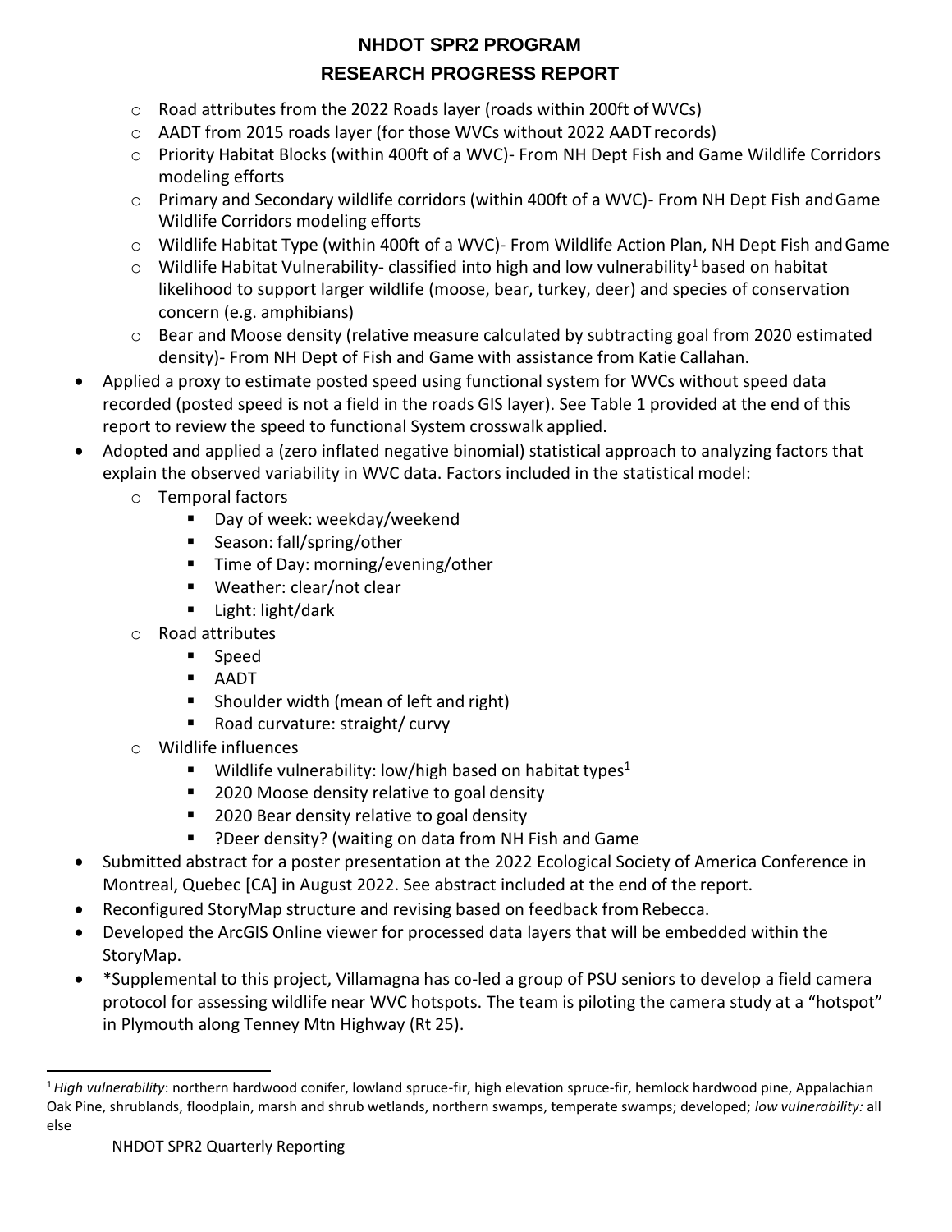- Road attributes from the 2022 Roads layer (roads within 200ft of WVCs)
  - AADT from 2015 roads layer (for those WVCs without 2022 AADT records)
  - Priority Habitat Blocks (within 400ft of a WVC)- From NH Dept Fish and Game Wildlife Corridors modeling efforts
  - Primary and Secondary wildlife corridors (within 400ft of a WVC)- From NH Dept Fish and Game Wildlife Corridors modeling efforts
  - Wildlife Habitat Type (within 400ft of a WVC)- From Wildlife Action Plan, NH Dept Fish and Game
  - Wildlife Habitat Vulnerability- classified into high and low vulnerability[1] based on habitat likelihood to support larger wildlife (moose, bear, turkey, deer) and species of conservation concern (e.g. amphibians)
  - Bear and Moose density (relative measure calculated by subtracting goal from 2020 estimated density)- From NH Dept of Fish and Game with assistance from Katie Callahan.
- Applied a proxy to estimate posted speed using functional system for WVCs without speed data recorded (posted speed is not a field in the roads GIS layer). See Table 1 provided at the end of this report to review the speed to functional System crosswalk applied.
- Adopted and applied a (zero inflated negative binomial) statistical approach to analyzing factors that explain the observed variability in WVC data. Factors included in the statistical model:
  - Temporal factors
    - Day of week: weekday/weekend
    - Season: fall/spring/other
    - Time of Day: morning/evening/other
    - Weather: clear/not clear
    - Light: light/dark
  - Road attributes
    - Speed
    - AADT
    - Shoulder width (mean of left and right)
    - Road curvature: straight/ curvy
  - Wildlife influences
    - Wildlife vulnerability: low/high based on habitat types[1]
    - 2020 Moose density relative to goal density
    - 2020 Bear density relative to goal density
    - ?Deer density? (waiting on data from NH Fish and Game
- Submitted abstract for a poster presentation at the 2022 Ecological Society of America Conference in Montreal, Quebec [CA] in August 2022. See abstract included at the end of the report.
- Reconfigured StoryMap structure and revising based on feedback from Rebecca.
- Developed the ArcGIS Online viewer for processed data layers that will be embedded within the StoryMap.
- *Supplemental to this project, Villamagna has co-led a group of PSU seniors to develop a field camera protocol for assessing wildlife near WVC hotspots. The team is piloting the camera study at a "hotspot" in Plymouth along Tenney Mtn Highway (Rt 25).

---

[1] *High vulnerability*: northern hardwood conifer, lowland spruce-fir, high elevation spruce-fir, hemlock hardwood pine, Appalachian Oak Pine, shrublands, floodplain, marsh and shrub wetlands, northern swamps, temperate swamps; developed; *low vulnerability:* all else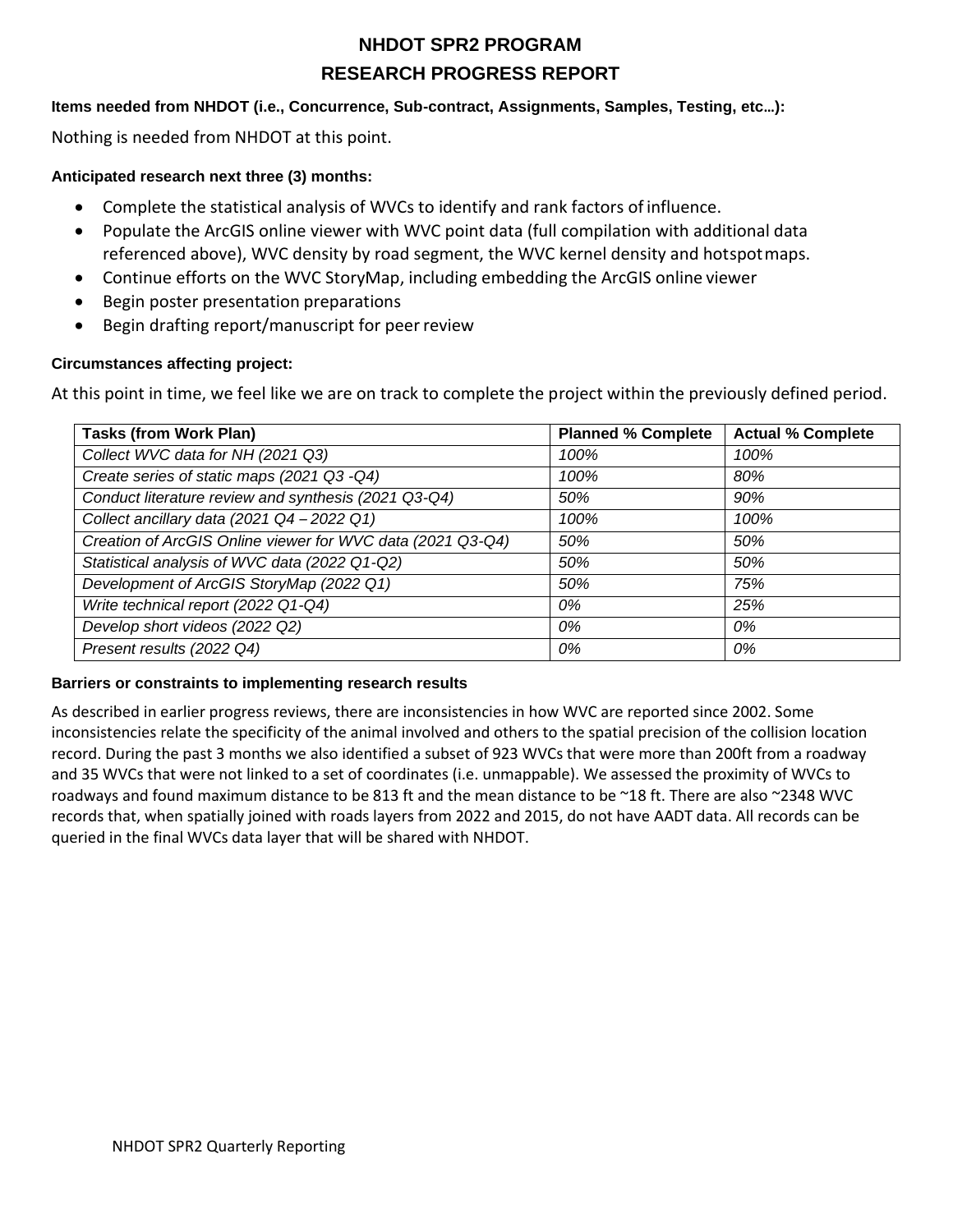# NHDOT SPR2 PROGRAM
## RESEARCH PROGRESS REPORT

**Items needed from NHDOT (i.e., Concurrence, Sub-contract, Assignments, Samples, Testing, etc...):**

Nothing is needed from NHDOT at this point.

**Anticipated research next three (3) months:**

- Complete the statistical analysis of WVCs to identify and rank factors of influence.
- Populate the ArcGIS online viewer with WVC point data (full compilation with additional data referenced above), WVC density by road segment, the WVC kernel density and hotspot maps.
- Continue efforts on the WVC StoryMap, including embedding the ArcGIS online viewer
- Begin poster presentation preparations
- Begin drafting report/manuscript for peer review

**Circumstances affecting project:**

At this point in time, we feel like we are on track to complete the project within the previously defined period.

| Tasks (from Work Plan) | Planned % Complete | Actual % Complete |
|---|---|---|
| *Collect WVC data for NH (2021 Q3)* | *100%* | *100%* |
| *Create series of static maps (2021 Q3 -Q4)* | *100%* | *80%* |
| *Conduct literature review and synthesis (2021 Q3-Q4)* | *50%* | *90%* |
| *Collect ancillary data (2021 Q4 – 2022 Q1)* | *100%* | *100%* |
| *Creation of ArcGIS Online viewer for WVC data (2021 Q3-Q4)* | *50%* | *50%* |
| *Statistical analysis of WVC data (2022 Q1-Q2)* | *50%* | *50%* |
| *Development of ArcGIS StoryMap (2022 Q1)* | *50%* | *75%* |
| *Write technical report (2022 Q1-Q4)* | *0%* | *25%* |
| *Develop short videos (2022 Q2)* | *0%* | *0%* |
| *Present results (2022 Q4)* | *0%* | *0%* |

**Barriers or constraints to implementing research results**

As described in earlier progress reviews, there are inconsistencies in how WVC are reported since 2002. Some inconsistencies relate the specificity of the animal involved and others to the spatial precision of the collision location record. During the past 3 months we also identified a subset of 923 WVCs that were more than 200ft from a roadway and 35 WVCs that were not linked to a set of coordinates (i.e. unmappable). We assessed the proximity of WVCs to roadways and found maximum distance to be 813 ft and the mean distance to be ~18 ft. There are also ~2348 WVC records that, when spatially joined with roads layers from 2022 and 2015, do not have AADT data. All records can be queried in the final WVCs data layer that will be shared with NHDOT.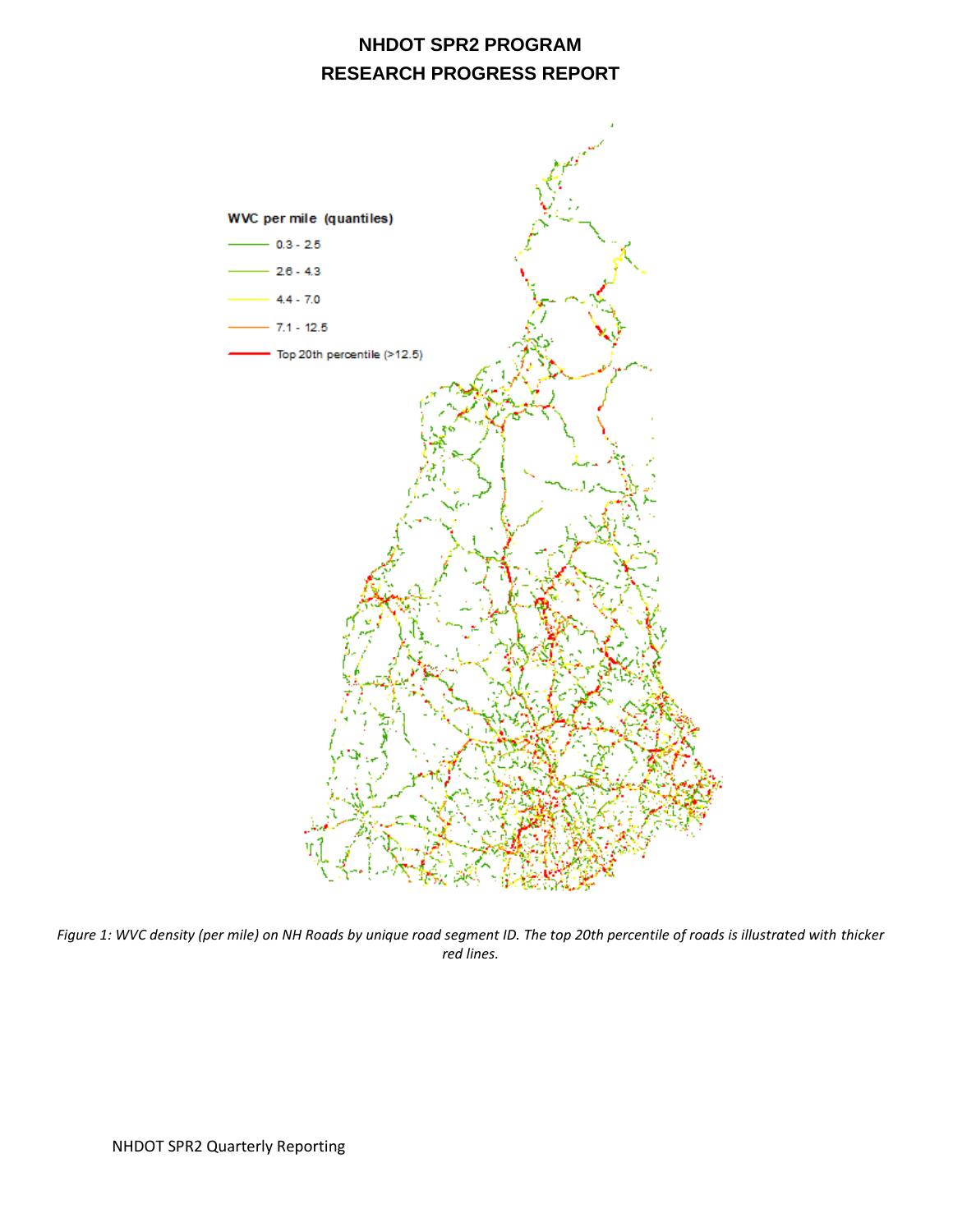*Figure 1: WVC density (per mile) on NH Roads by unique road segment ID. The top 20th percentile of roads is illustrated with thicker red lines.*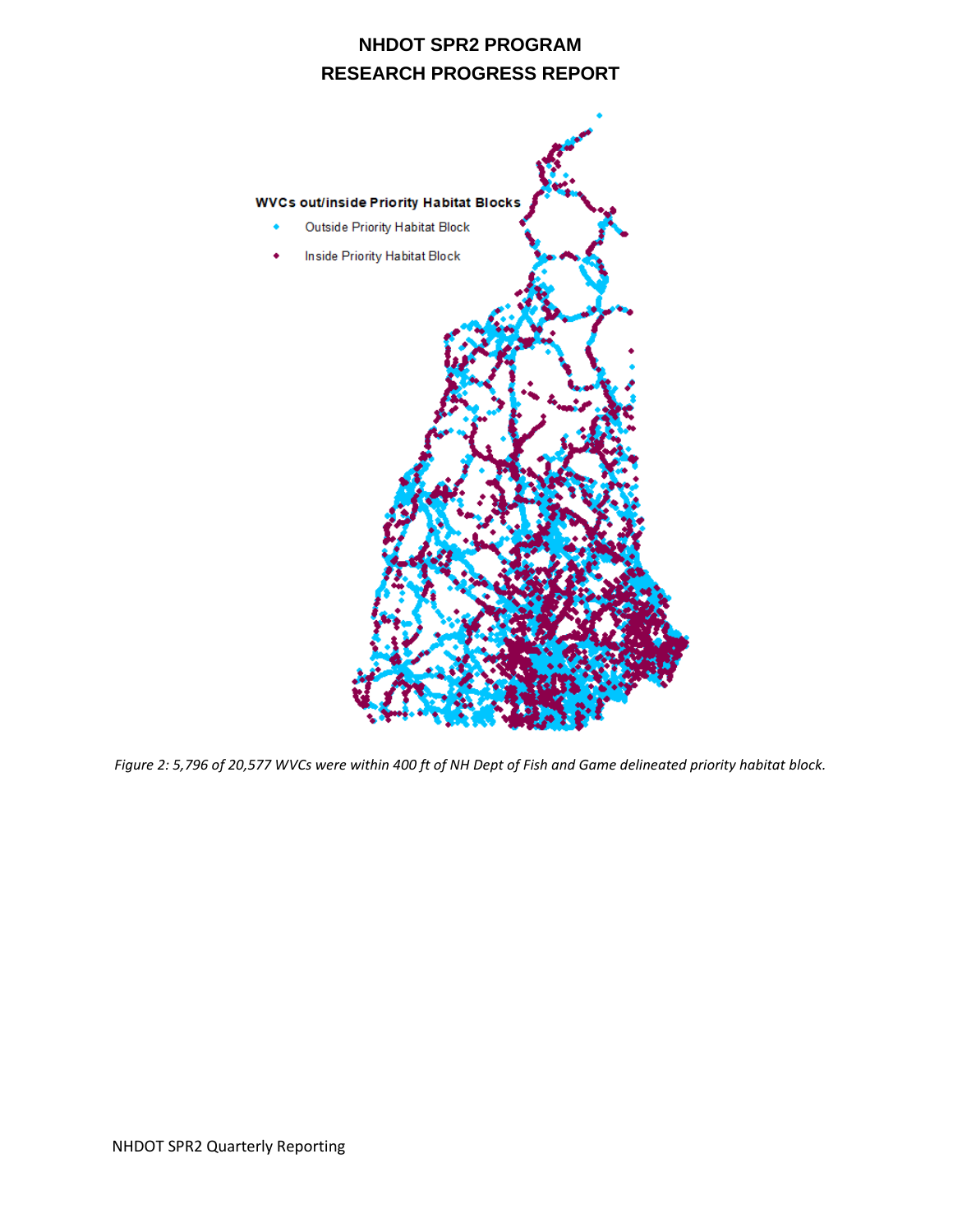*Figure 2: 5,796 of 20,577 WVCs were within 400 ft of NH Dept of Fish and Game delineated priority habitat block.*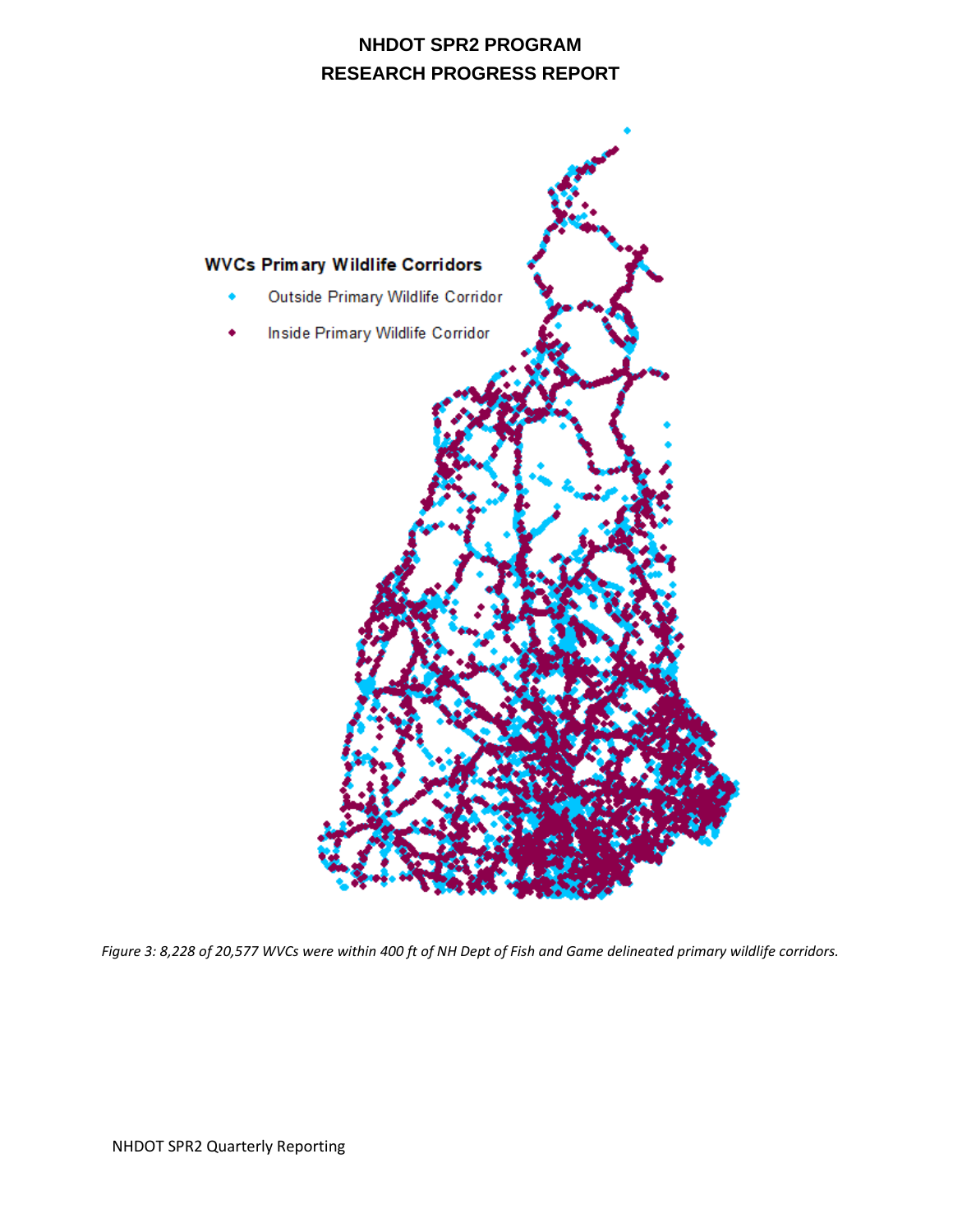*Figure 3: 8,228 of 20,577 WVCs were within 400 ft of NH Dept of Fish and Game delineated primary wildlife corridors.*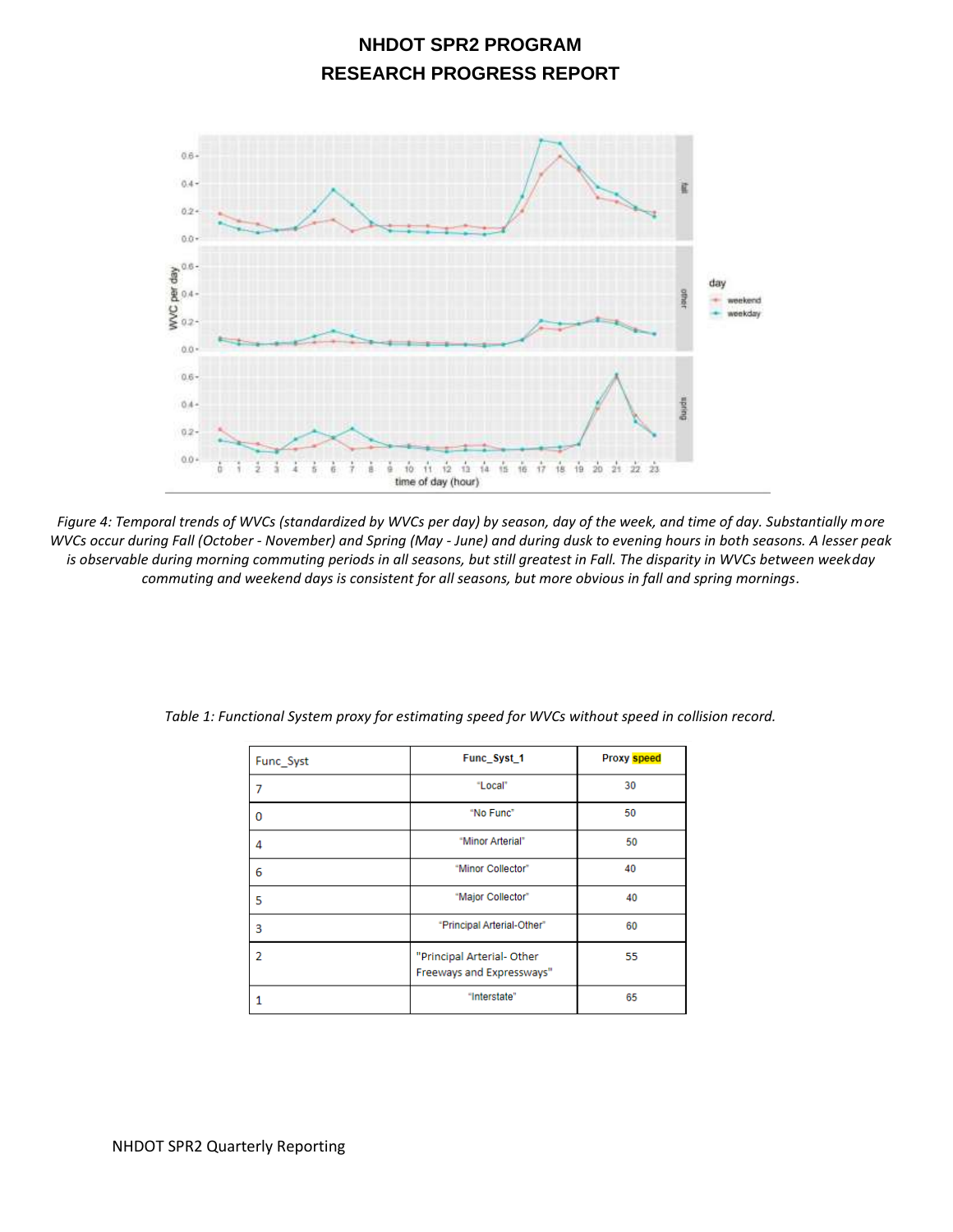# NHDOT SPR2 PROGRAM
# RESEARCH PROGRESS REPORT

*Figure 4: Temporal trends of WVCs (standardized by WVCs per day) by season, day of the week, and time of day. Substantially more WVCs occur during Fall (October - November) and Spring (May - June) and during dusk to evening hours in both seasons. A lesser peak is observable during morning commuting periods in all seasons, but still greatest in Fall. The disparity in WVCs between weekday commuting and weekend days is consistent for all seasons, but more obvious in fall and spring mornings.*

*Table 1: Functional System proxy for estimating speed for WVCs without speed in collision record.*

| Func_Syst | Func_Syst_1 | Proxy speed |
|---|---|---|
| 7 | "Local" | 30 |
| 0 | "No Func" | 50 |
| 4 | "Minor Arterial" | 50 |
| 6 | "Minor Collector" | 40 |
| 5 | "Major Collector" | 40 |
| 3 | "Principal Arterial-Other" | 60 |
| 2 | "Principal Arterial- Other Freeways and Expressways" | 55 |
| 1 | "Interstate" | 65 |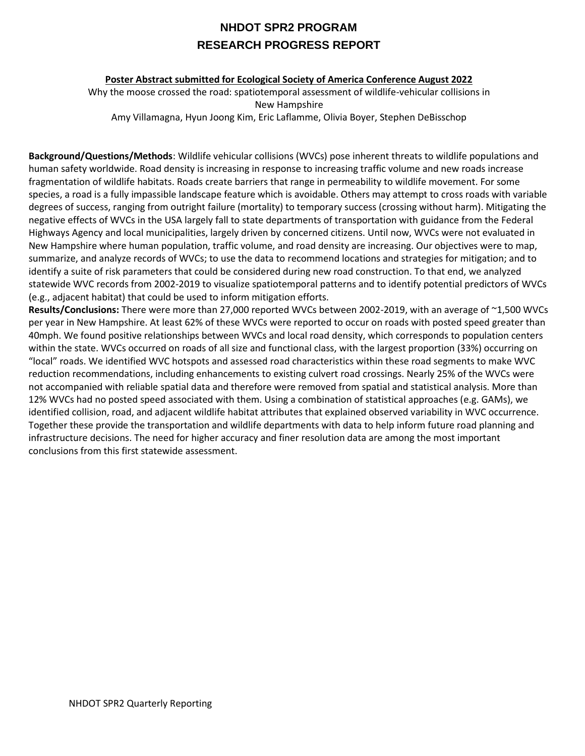# NHDOT SPR2 PROGRAM
# RESEARCH PROGRESS REPORT

**Poster Abstract submitted for Ecological Society of America Conference August 2022**

Why the moose crossed the road: spatiotemporal assessment of wildlife-vehicular collisions in New Hampshire

Amy Villamagna, Hyun Joong Kim, Eric Laflamme, Olivia Boyer, Stephen DeBisschop

**Background/Questions/Methods**: Wildlife vehicular collisions (WVCs) pose inherent threats to wildlife populations and human safety worldwide. Road density is increasing in response to increasing traffic volume and new roads increase fragmentation of wildlife habitats. Roads create barriers that range in permeability to wildlife movement. For some species, a road is a fully impassible landscape feature which is avoidable. Others may attempt to cross roads with variable degrees of success, ranging from outright failure (mortality) to temporary success (crossing without harm). Mitigating the negative effects of WVCs in the USA largely fall to state departments of transportation with guidance from the Federal Highways Agency and local municipalities, largely driven by concerned citizens. Until now, WVCs were not evaluated in New Hampshire where human population, traffic volume, and road density are increasing. Our objectives were to map, summarize, and analyze records of WVCs; to use the data to recommend locations and strategies for mitigation; and to identify a suite of risk parameters that could be considered during new road construction. To that end, we analyzed statewide WVC records from 2002-2019 to visualize spatiotemporal patterns and to identify potential predictors of WVCs (e.g., adjacent habitat) that could be used to inform mitigation efforts.

**Results/Conclusions:** There were more than 27,000 reported WVCs between 2002-2019, with an average of ~1,500 WVCs per year in New Hampshire. At least 62% of these WVCs were reported to occur on roads with posted speed greater than 40mph. We found positive relationships between WVCs and local road density, which corresponds to population centers within the state. WVCs occurred on roads of all size and functional class, with the largest proportion (33%) occurring on "local" roads. We identified WVC hotspots and assessed road characteristics within these road segments to make WVC reduction recommendations, including enhancements to existing culvert road crossings. Nearly 25% of the WVCs were not accompanied with reliable spatial data and therefore were removed from spatial and statistical analysis. More than 12% WVCs had no posted speed associated with them. Using a combination of statistical approaches (e.g. GAMs), we identified collision, road, and adjacent wildlife habitat attributes that explained observed variability in WVC occurrence. Together these provide the transportation and wildlife departments with data to help inform future road planning and infrastructure decisions. The need for higher accuracy and finer resolution data are among the most important conclusions from this first statewide assessment.